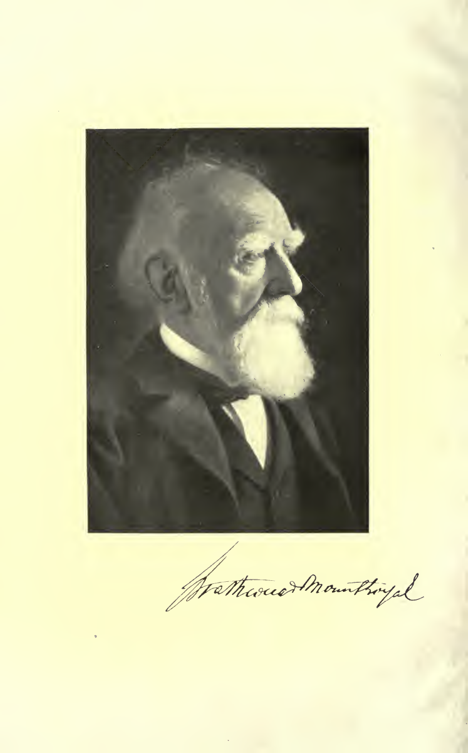Strathcona & Mount Royal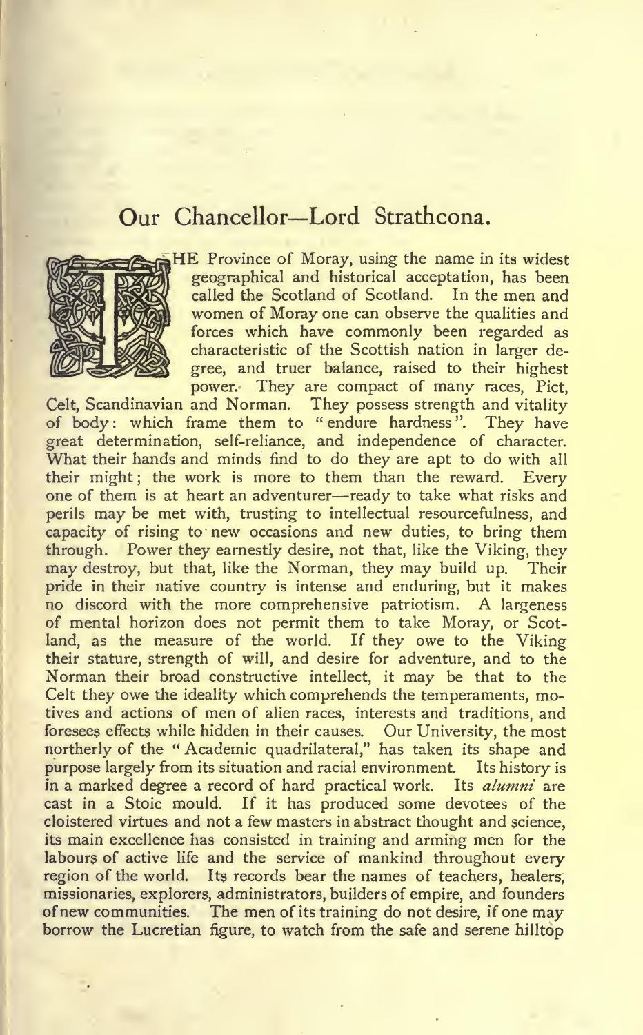## Our Chancellor—Lord Strathcona.

THE Province of Moray, using the name in its widest geographical and historical acceptation, has been called the Scotland of Scotland. In the men and women of Moray one can observe the qualities and forces which have commonly been regarded as characteristic of the Scottish nation in larger degree, and truer balance, raised to their highest power. They are compact of many races, Pict, Celt, Scandinavian and Norman. They possess strength and vitality of body: which frame them to "endure hardness". They have great determination, self-reliance, and independence of character. What their hands and minds find to do they are apt to do with all their might; the work is more to them than the reward. Every one of them is at heart an adventurer—ready to take what risks and perils may be met with, trusting to intellectual resourcefulness, and capacity of rising to new occasions and new duties, to bring them through. Power they earnestly desire, not that, like the Viking, they may destroy, but that, like the Norman, they may build up. Their pride in their native country is intense and enduring, but it makes no discord with the more comprehensive patriotism. A largeness of mental horizon does not permit them to take Moray, or Scotland, as the measure of the world. If they owe to the Viking their stature, strength of will, and desire for adventure, and to the Norman their broad constructive intellect, it may be that to the Celt they owe the ideality which comprehends the temperaments, motives and actions of men of alien races, interests and traditions, and foresees effects while hidden in their causes. Our University, the most northerly of the "Academic quadrilateral," has taken its shape and purpose largely from its situation and racial environment. Its history is in a marked degree a record of hard practical work. Its *alumni* are cast in a Stoic mould. If it has produced some devotees of the cloistered virtues and not a few masters in abstract thought and science, its main excellence has consisted in training and arming men for the labours of active life and the service of mankind throughout every region of the world. Its records bear the names of teachers, healers, missionaries, explorers, administrators, builders of empire, and founders of new communities. The men of its training do not desire, if one may borrow the Lucretian figure, to watch from the safe and serene hilltop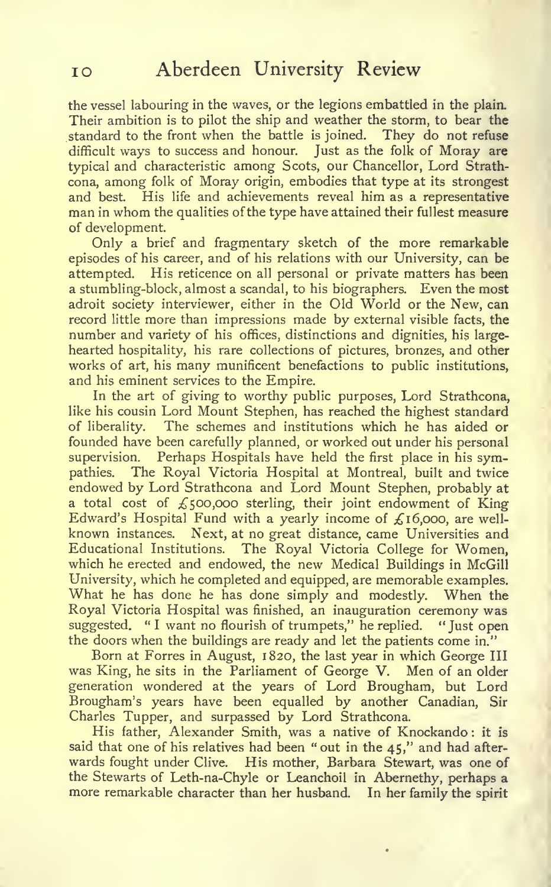the vessel labouring in the waves, or the legions embattled in the plain. Their ambition is to pilot the ship and weather the storm, to bear the standard to the front when the battle is joined. They do not refuse difficult ways to success and honour. Just as the folk of Moray are typical and characteristic among Scots, our Chancellor, Lord Strathcona, among folk of Moray origin, embodies that type at its strongest and best. His life and achievements reveal him as a representative man in whom the qualities of the type have attained their fullest measure of development.

Only a brief and fragmentary sketch of the more remarkable episodes of his career, and of his relations with our University, can be attempted. His reticence on all personal or private matters has been a stumbling-block, almost a scandal, to his biographers. Even the most adroit society interviewer, either in the Old World or the New, can record little more than impressions made by external visible facts, the number and variety of his offices, distinctions and dignities, his large-hearted hospitality, his rare collections of pictures, bronzes, and other works of art, his many munificent benefactions to public institutions, and his eminent services to the Empire.

In the art of giving to worthy public purposes, Lord Strathcona, like his cousin Lord Mount Stephen, has reached the highest standard of liberality. The schemes and institutions which he has aided or founded have been carefully planned, or worked out under his personal supervision. Perhaps Hospitals have held the first place in his sympathies. The Royal Victoria Hospital at Montreal, built and twice endowed by Lord Strathcona and Lord Mount Stephen, probably at a total cost of £500,000 sterling, their joint endowment of King Edward's Hospital Fund with a yearly income of £16,000, are well-known instances. Next, at no great distance, came Universities and Educational Institutions. The Royal Victoria College for Women, which he erected and endowed, the new Medical Buildings in McGill University, which he completed and equipped, are memorable examples. What he has done he has done simply and modestly. When the Royal Victoria Hospital was finished, an inauguration ceremony was suggested. "I want no flourish of trumpets," he replied. "Just open the doors when the buildings are ready and let the patients come in."

Born at Forres in August, 1820, the last year in which George III was King, he sits in the Parliament of George V. Men of an older generation wondered at the years of Lord Brougham, but Lord Brougham's years have been equalled by another Canadian, Sir Charles Tupper, and surpassed by Lord Strathcona.

His father, Alexander Smith, was a native of Knockando: it is said that one of his relatives had been "out in the 45," and had afterwards fought under Clive. His mother, Barbara Stewart, was one of the Stewarts of Leth-na-Chyle or Leanchoil in Abernethy, perhaps a more remarkable character than her husband. In her family the spirit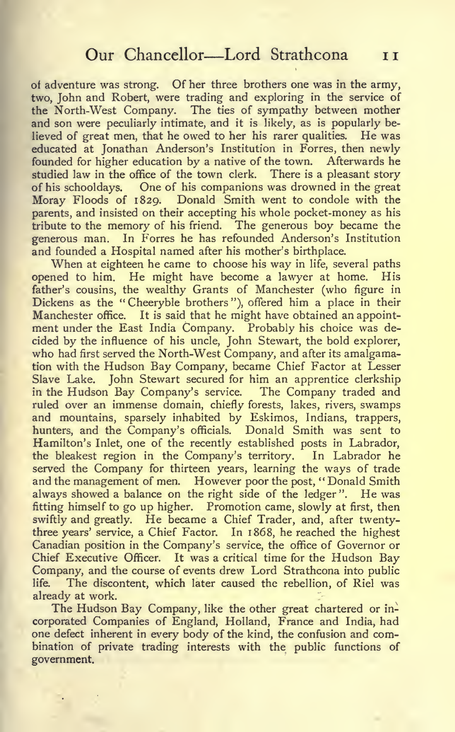of adventure was strong. Of her three brothers one was in the army, two, John and Robert, were trading and exploring in the service of the North-West Company. The ties of sympathy between mother and son were peculiarly intimate, and it is likely, as is popularly believed of great men, that he owed to her his rarer qualities. He was educated at Jonathan Anderson's Institution in Forres, then newly founded for higher education by a native of the town. Afterwards he studied law in the office of the town clerk. There is a pleasant story of his schooldays. One of his companions was drowned in the great Moray Floods of 1829. Donald Smith went to condole with the parents, and insisted on their accepting his whole pocket-money as his tribute to the memory of his friend. The generous boy became the generous man. In Forres he has refounded Anderson's Institution and founded a Hospital named after his mother's birthplace.

When at eighteen he came to choose his way in life, several paths opened to him. He might have become a lawyer at home. His father's cousins, the wealthy Grants of Manchester (who figure in Dickens as the "Cheeryble brothers"), offered him a place in their Manchester office. It is said that he might have obtained an appointment under the East India Company. Probably his choice was decided by the influence of his uncle, John Stewart, the bold explorer, who had first served the North-West Company, and after its amalgamation with the Hudson Bay Company, became Chief Factor at Lesser Slave Lake. John Stewart secured for him an apprentice clerkship in the Hudson Bay Company's service. The Company traded and ruled over an immense domain, chiefly forests, lakes, rivers, swamps and mountains, sparsely inhabited by Eskimos, Indians, trappers, hunters, and the Company's officials. Donald Smith was sent to Hamilton's Inlet, one of the recently established posts in Labrador, the bleakest region in the Company's territory. In Labrador he served the Company for thirteen years, learning the ways of trade and the management of men. However poor the post, "Donald Smith always showed a balance on the right side of the ledger". He was fitting himself to go up higher. Promotion came, slowly at first, then swiftly and greatly. He became a Chief Trader, and, after twenty-three years' service, a Chief Factor. In 1868, he reached the highest Canadian position in the Company's service, the office of Governor or Chief Executive Officer. It was a critical time for the Hudson Bay Company, and the course of events drew Lord Strathcona into public life. The discontent, which later caused the rebellion, of Riel was already at work.

The Hudson Bay Company, like the other great chartered or incorporated Companies of England, Holland, France and India, had one defect inherent in every body of the kind, the confusion and combination of private trading interests with the public functions of government.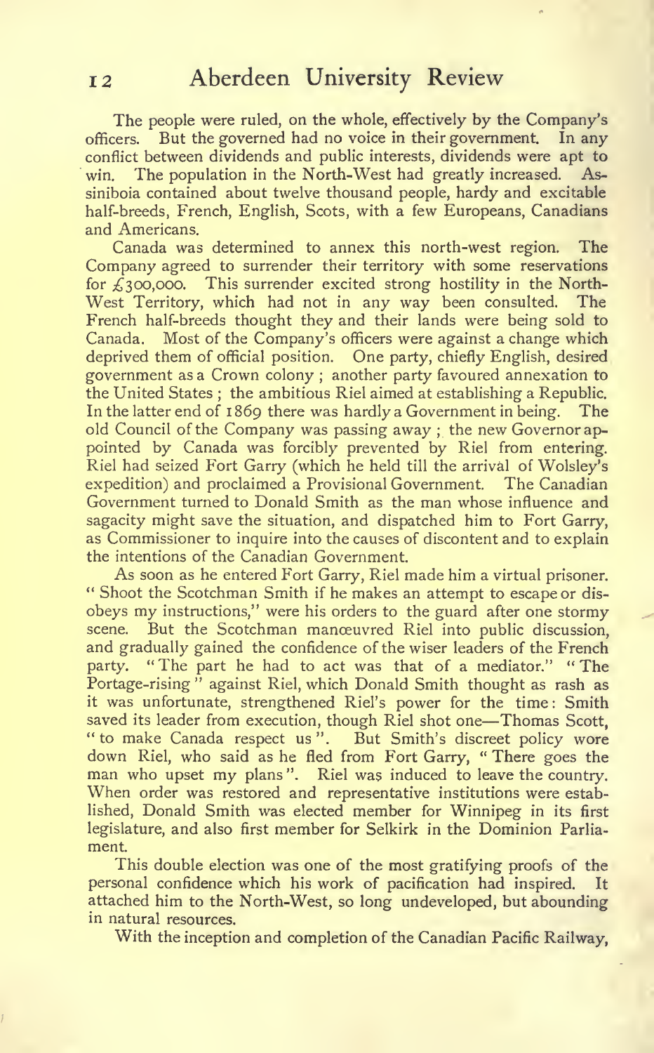The people were ruled, on the whole, effectively by the Company's officers. But the governed had no voice in their government. In any conflict between dividends and public interests, dividends were apt to win. The population in the North-West had greatly increased. Assiniboia contained about twelve thousand people, hardy and excitable half-breeds, French, English, Scots, with a few Europeans, Canadians and Americans.

Canada was determined to annex this north-west region. The Company agreed to surrender their territory with some reservations for £300,000. This surrender excited strong hostility in the North-West Territory, which had not in any way been consulted. The French half-breeds thought they and their lands were being sold to Canada. Most of the Company's officers were against a change which deprived them of official position. One party, chiefly English, desired government as a Crown colony; another party favoured annexation to the United States; the ambitious Riel aimed at establishing a Republic. In the latter end of 1869 there was hardly a Government in being. The old Council of the Company was passing away; the new Governor appointed by Canada was forcibly prevented by Riel from entering. Riel had seized Fort Garry (which he held till the arrival of Wolsley's expedition) and proclaimed a Provisional Government. The Canadian Government turned to Donald Smith as the man whose influence and sagacity might save the situation, and dispatched him to Fort Garry, as Commissioner to inquire into the causes of discontent and to explain the intentions of the Canadian Government.

As soon as he entered Fort Garry, Riel made him a virtual prisoner. "Shoot the Scotchman Smith if he makes an attempt to escape or disobeys my instructions," were his orders to the guard after one stormy scene. But the Scotchman manœuvred Riel into public discussion, and gradually gained the confidence of the wiser leaders of the French party. "The part he had to act was that of a mediator." "The Portage-rising" against Riel, which Donald Smith thought as rash as it was unfortunate, strengthened Riel's power for the time: Smith saved its leader from execution, though Riel shot one—Thomas Scott, "to make Canada respect us". But Smith's discreet policy wore down Riel, who said as he fled from Fort Garry, "There goes the man who upset my plans". Riel was induced to leave the country. When order was restored and representative institutions were established, Donald Smith was elected member for Winnipeg in its first legislature, and also first member for Selkirk in the Dominion Parliament.

This double election was one of the most gratifying proofs of the personal confidence which his work of pacification had inspired. It attached him to the North-West, so long undeveloped, but abounding in natural resources.

With the inception and completion of the Canadian Pacific Railway,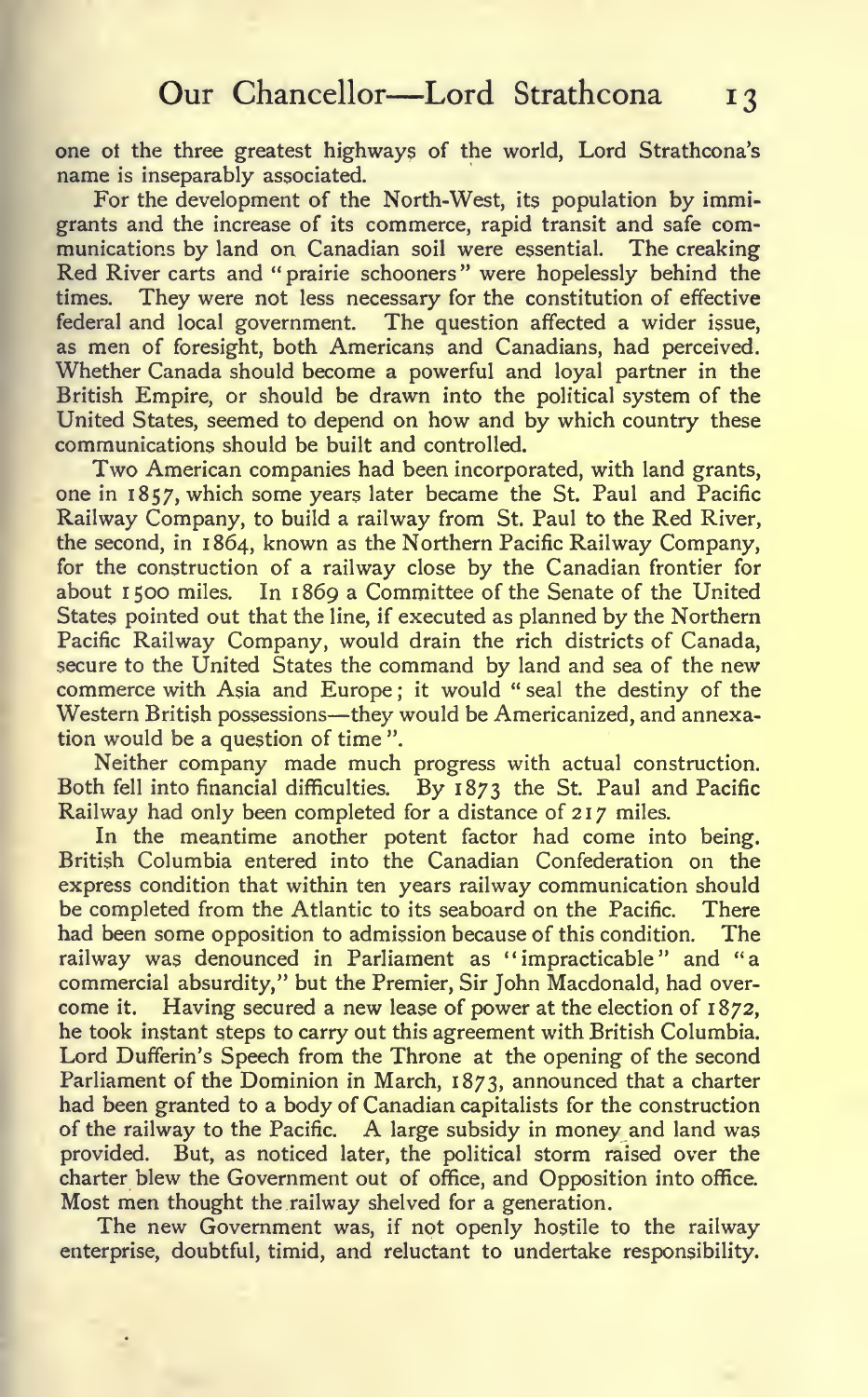one ot the three greatest highways of the world, Lord Strathcona's name is inseparably associated.

For the development of the North-West, its population by immigrants and the increase of its commerce, rapid transit and safe communications by land on Canadian soil were essential. The creaking Red River carts and "prairie schooners" were hopelessly behind the times. They were not less necessary for the constitution of effective federal and local government. The question affected a wider issue, as men of foresight, both Americans and Canadians, had perceived. Whether Canada should become a powerful and loyal partner in the British Empire, or should be drawn into the political system of the United States, seemed to depend on how and by which country these communications should be built and controlled.

Two American companies had been incorporated, with land grants, one in 1857, which some years later became the St. Paul and Pacific Railway Company, to build a railway from St. Paul to the Red River, the second, in 1864, known as the Northern Pacific Railway Company, for the construction of a railway close by the Canadian frontier for about 1500 miles. In 1869 a Committee of the Senate of the United States pointed out that the line, if executed as planned by the Northern Pacific Railway Company, would drain the rich districts of Canada, secure to the United States the command by land and sea of the new commerce with Asia and Europe; it would "seal the destiny of the Western British possessions—they would be Americanized, and annexation would be a question of time".

Neither company made much progress with actual construction. Both fell into financial difficulties. By 1873 the St. Paul and Pacific Railway had only been completed for a distance of 217 miles.

In the meantime another potent factor had come into being. British Columbia entered into the Canadian Confederation on the express condition that within ten years railway communication should be completed from the Atlantic to its seaboard on the Pacific. There had been some opposition to admission because of this condition. The railway was denounced in Parliament as "impracticable" and "a commercial absurdity," but the Premier, Sir John Macdonald, had overcome it. Having secured a new lease of power at the election of 1872, he took instant steps to carry out this agreement with British Columbia. Lord Dufferin's Speech from the Throne at the opening of the second Parliament of the Dominion in March, 1873, announced that a charter had been granted to a body of Canadian capitalists for the construction of the railway to the Pacific. A large subsidy in money and land was provided. But, as noticed later, the political storm raised over the charter blew the Government out of office, and Opposition into office. Most men thought the railway shelved for a generation.

The new Government was, if not openly hostile to the railway enterprise, doubtful, timid, and reluctant to undertake responsibility.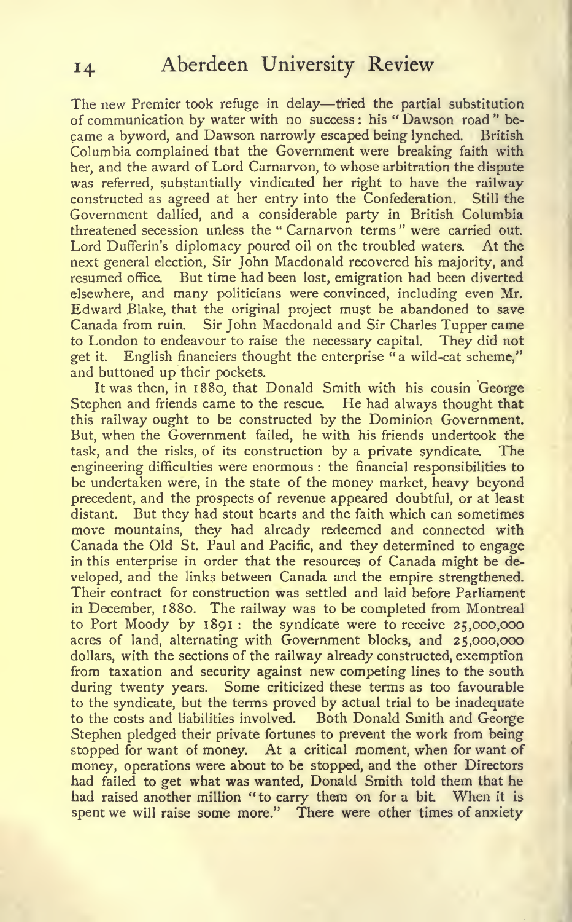The new Premier took refuge in delay—tried the partial substitution of communication by water with no success: his "Dawson road" became a byword, and Dawson narrowly escaped being lynched. British Columbia complained that the Government were breaking faith with her, and the award of Lord Carnarvon, to whose arbitration the dispute was referred, substantially vindicated her right to have the railway constructed as agreed at her entry into the Confederation. Still the Government dallied, and a considerable party in British Columbia threatened secession unless the "Carnarvon terms" were carried out. Lord Dufferin's diplomacy poured oil on the troubled waters. At the next general election, Sir John Macdonald recovered his majority, and resumed office. But time had been lost, emigration had been diverted elsewhere, and many politicians were convinced, including even Mr. Edward Blake, that the original project must be abandoned to save Canada from ruin. Sir John Macdonald and Sir Charles Tupper came to London to endeavour to raise the necessary capital. They did not get it. English financiers thought the enterprise "a wild-cat scheme," and buttoned up their pockets.

It was then, in 1880, that Donald Smith with his cousin George Stephen and friends came to the rescue. He had always thought that this railway ought to be constructed by the Dominion Government. But, when the Government failed, he with his friends undertook the task, and the risks, of its construction by a private syndicate. The engineering difficulties were enormous: the financial responsibilities to be undertaken were, in the state of the money market, heavy beyond precedent, and the prospects of revenue appeared doubtful, or at least distant. But they had stout hearts and the faith which can sometimes move mountains, they had already redeemed and connected with Canada the Old St. Paul and Pacific, and they determined to engage in this enterprise in order that the resources of Canada might be developed, and the links between Canada and the empire strengthened. Their contract for construction was settled and laid before Parliament in December, 1880. The railway was to be completed from Montreal to Port Moody by 1891: the syndicate were to receive 25,000,000 acres of land, alternating with Government blocks, and 25,000,000 dollars, with the sections of the railway already constructed, exemption from taxation and security against new competing lines to the south during twenty years. Some criticized these terms as too favourable to the syndicate, but the terms proved by actual trial to be inadequate to the costs and liabilities involved. Both Donald Smith and George Stephen pledged their private fortunes to prevent the work from being stopped for want of money. At a critical moment, when for want of money, operations were about to be stopped, and the other Directors had failed to get what was wanted, Donald Smith told them that he had raised another million "to carry them on for a bit. When it is spent we will raise some more." There were other times of anxiety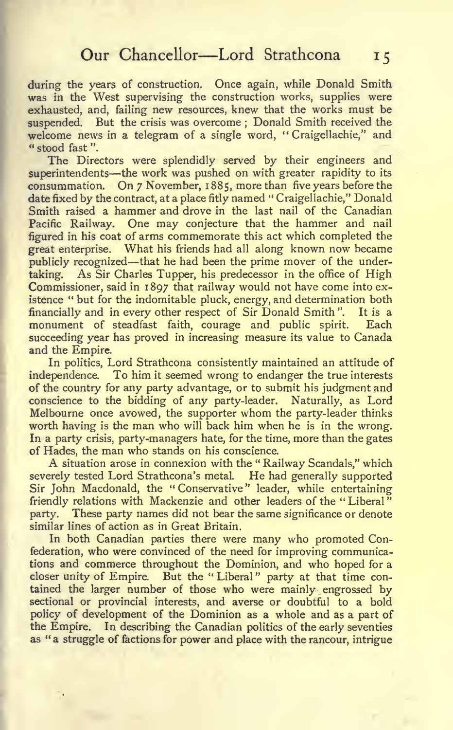during the years of construction. Once again, while Donald Smith was in the West supervising the construction works, supplies were exhausted, and, failing new resources, knew that the works must be suspended. But the crisis was overcome ; Donald Smith received the welcome news in a telegram of a single word, "Craigellachie," and "stood fast".

The Directors were splendidly served by their engineers and superintendents—the work was pushed on with greater rapidity to its consummation. On 7 November, 1885, more than five years before the date fixed by the contract, at a place fitly named "Craigellachie," Donald Smith raised a hammer and drove in the last nail of the Canadian Pacific Railway. One may conjecture that the hammer and nail figured in his coat of arms commemorate this act which completed the great enterprise. What his friends had all along known now became publicly recognized—that he had been the prime mover of the undertaking. As Sir Charles Tupper, his predecessor in the office of High Commissioner, said in 1897 that railway would not have come into existence "but for the indomitable pluck, energy, and determination both financially and in every other respect of Sir Donald Smith". It is a monument of steadfast faith, courage and public spirit. Each succeeding year has proved in increasing measure its value to Canada and the Empire.

In politics, Lord Strathcona consistently maintained an attitude of independence. To him it seemed wrong to endanger the true interests of the country for any party advantage, or to submit his judgment and conscience to the bidding of any party-leader. Naturally, as Lord Melbourne once avowed, the supporter whom the party-leader thinks worth having is the man who will back him when he is in the wrong. In a party crisis, party-managers hate, for the time, more than the gates of Hades, the man who stands on his conscience.

A situation arose in connexion with the "Railway Scandals," which severely tested Lord Strathcona's metal. He had generally supported Sir John Macdonald, the "Conservative" leader, while entertaining friendly relations with Mackenzie and other leaders of the "Liberal" party. These party names did not bear the same significance or denote similar lines of action as in Great Britain.

In both Canadian parties there were many who promoted Confederation, who were convinced of the need for improving communications and commerce throughout the Dominion, and who hoped for a closer unity of Empire. But the "Liberal" party at that time contained the larger number of those who were mainly engrossed by sectional or provincial interests, and averse or doubtful to a bold policy of development of the Dominion as a whole and as a part of the Empire. In describing the Canadian politics of the early seventies as "a struggle of factions for power and place with the rancour, intrigue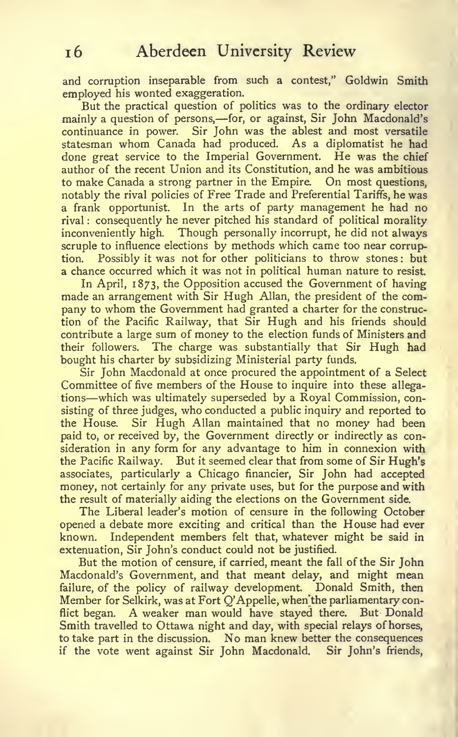and corruption inseparable from such a contest," Goldwin Smith employed his wonted exaggeration.

But the practical question of politics was to the ordinary elector mainly a question of persons,—for, or against, Sir John Macdonald's continuance in power. Sir John was the ablest and most versatile statesman whom Canada had produced. As a diplomatist he had done great service to the Imperial Government. He was the chief author of the recent Union and its Constitution, and he was ambitious to make Canada a strong partner in the Empire. On most questions, notably the rival policies of Free Trade and Preferential Tariffs, he was a frank opportunist. In the arts of party management he had no rival: consequently he never pitched his standard of political morality inconveniently high. Though personally incorrupt, he did not always scruple to influence elections by methods which came too near corruption. Possibly it was not for other politicians to throw stones: but a chance occurred which it was not in political human nature to resist.

In April, 1873, the Opposition accused the Government of having made an arrangement with Sir Hugh Allan, the president of the company to whom the Government had granted a charter for the construction of the Pacific Railway, that Sir Hugh and his friends should contribute a large sum of money to the election funds of Ministers and their followers. The charge was substantially that Sir Hugh had bought his charter by subsidizing Ministerial party funds.

Sir John Macdonald at once procured the appointment of a Select Committee of five members of the House to inquire into these allegations—which was ultimately superseded by a Royal Commission, consisting of three judges, who conducted a public inquiry and reported to the House. Sir Hugh Allan maintained that no money had been paid to, or received by, the Government directly or indirectly as consideration in any form for any advantage to him in connexion with the Pacific Railway. But it seemed clear that from some of Sir Hugh's associates, particularly a Chicago financier, Sir John had accepted money, not certainly for any private uses, but for the purpose and with the result of materially aiding the elections on the Government side.

The Liberal leader's motion of censure in the following October opened a debate more exciting and critical than the House had ever known. Independent members felt that, whatever might be said in extenuation, Sir John's conduct could not be justified.

But the motion of censure, if carried, meant the fall of the Sir John Macdonald's Government, and that meant delay, and might mean failure, of the policy of railway development. Donald Smith, then Member for Selkirk, was at Fort Q'Appelle, when the parliamentary conflict began. A weaker man would have stayed there. But Donald Smith travelled to Ottawa night and day, with special relays of horses, to take part in the discussion. No man knew better the consequences if the vote went against Sir John Macdonald. Sir John's friends,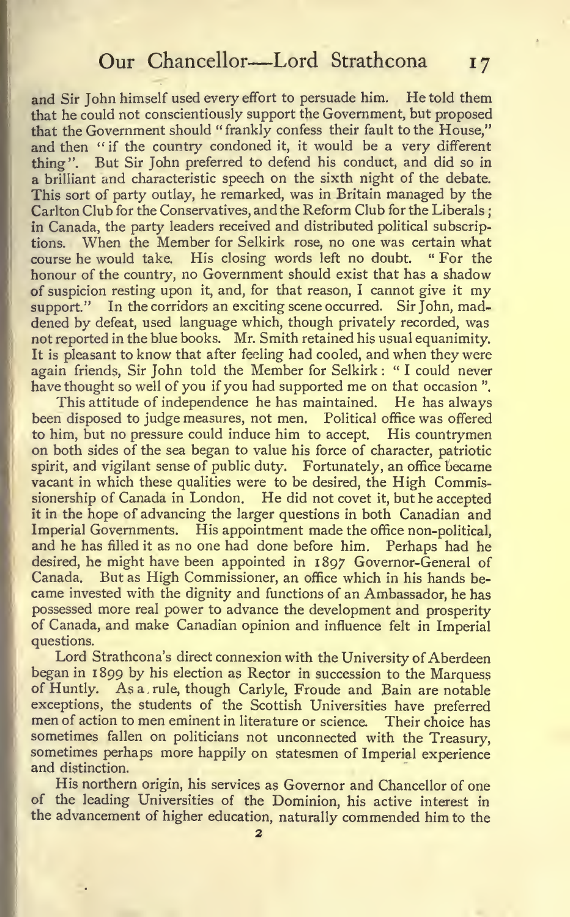and Sir John himself used every effort to persuade him. He told them that he could not conscientiously support the Government, but proposed that the Government should "frankly confess their fault to the House," and then "if the country condoned it, it would be a very different thing". But Sir John preferred to defend his conduct, and did so in a brilliant and characteristic speech on the sixth night of the debate. This sort of party outlay, he remarked, was in Britain managed by the Carlton Club for the Conservatives, and the Reform Club for the Liberals; in Canada, the party leaders received and distributed political subscriptions. When the Member for Selkirk rose, no one was certain what course he would take. His closing words left no doubt. "For the honour of the country, no Government should exist that has a shadow of suspicion resting upon it, and, for that reason, I cannot give it my support." In the corridors an exciting scene occurred. Sir John, maddened by defeat, used language which, though privately recorded, was not reported in the blue books. Mr. Smith retained his usual equanimity. It is pleasant to know that after feeling had cooled, and when they were again friends, Sir John told the Member for Selkirk: "I could never have thought so well of you if you had supported me on that occasion".

This attitude of independence he has maintained. He has always been disposed to judge measures, not men. Political office was offered to him, but no pressure could induce him to accept. His countrymen on both sides of the sea began to value his force of character, patriotic spirit, and vigilant sense of public duty. Fortunately, an office became vacant in which these qualities were to be desired, the High Commissionership of Canada in London. He did not covet it, but he accepted it in the hope of advancing the larger questions in both Canadian and Imperial Governments. His appointment made the office non-political, and he has filled it as no one had done before him. Perhaps had he desired, he might have been appointed in 1897 Governor-General of Canada. But as High Commissioner, an office which in his hands became invested with the dignity and functions of an Ambassador, he has possessed more real power to advance the development and prosperity of Canada, and make Canadian opinion and influence felt in Imperial questions.

Lord Strathcona's direct connexion with the University of Aberdeen began in 1899 by his election as Rector in succession to the Marquess of Huntly. As a rule, though Carlyle, Froude and Bain are notable exceptions, the students of the Scottish Universities have preferred men of action to men eminent in literature or science. Their choice has sometimes fallen on politicians not unconnected with the Treasury, sometimes perhaps more happily on statesmen of Imperial experience and distinction.

His northern origin, his services as Governor and Chancellor of one of the leading Universities of the Dominion, his active interest in the advancement of higher education, naturally commended him to the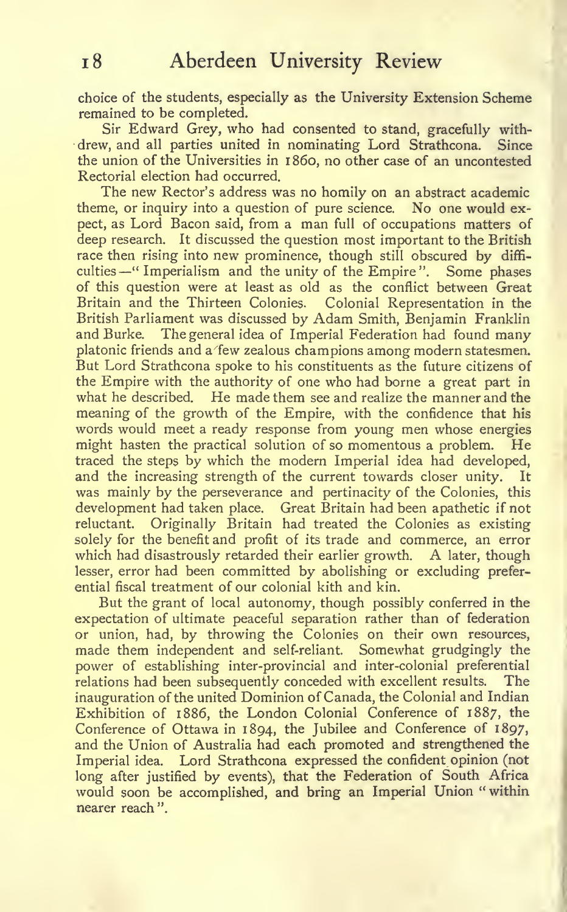choice of the students, especially as the University Extension Scheme remained to be completed.

Sir Edward Grey, who had consented to stand, gracefully withdrew, and all parties united in nominating Lord Strathcona. Since the union of the Universities in 1860, no other case of an uncontested Rectorial election had occurred.

The new Rector's address was no homily on an abstract academic theme, or inquiry into a question of pure science. No one would expect, as Lord Bacon said, from a man full of occupations matters of deep research. It discussed the question most important to the British race then rising into new prominence, though still obscured by difficulties—"Imperialism and the unity of the Empire". Some phases of this question were at least as old as the conflict between Great Britain and the Thirteen Colonies. Colonial Representation in the British Parliament was discussed by Adam Smith, Benjamin Franklin and Burke. The general idea of Imperial Federation had found many platonic friends and a few zealous champions among modern statesmen. But Lord Strathcona spoke to his constituents as the future citizens of the Empire with the authority of one who had borne a great part in what he described. He made them see and realize the manner and the meaning of the growth of the Empire, with the confidence that his words would meet a ready response from young men whose energies might hasten the practical solution of so momentous a problem. He traced the steps by which the modern Imperial idea had developed, and the increasing strength of the current towards closer unity. It was mainly by the perseverance and pertinacity of the Colonies, this development had taken place. Great Britain had been apathetic if not reluctant. Originally Britain had treated the Colonies as existing solely for the benefit and profit of its trade and commerce, an error which had disastrously retarded their earlier growth. A later, though lesser, error had been committed by abolishing or excluding preferential fiscal treatment of our colonial kith and kin.

But the grant of local autonomy, though possibly conferred in the expectation of ultimate peaceful separation rather than of federation or union, had, by throwing the Colonies on their own resources, made them independent and self-reliant. Somewhat grudgingly the power of establishing inter-provincial and inter-colonial preferential relations had been subsequently conceded with excellent results. The inauguration of the united Dominion of Canada, the Colonial and Indian Exhibition of 1886, the London Colonial Conference of 1887, the Conference of Ottawa in 1894, the Jubilee and Conference of 1897, and the Union of Australia had each promoted and strengthened the Imperial idea. Lord Strathcona expressed the confident opinion (not long after justified by events), that the Federation of South Africa would soon be accomplished, and bring an Imperial Union "within nearer reach".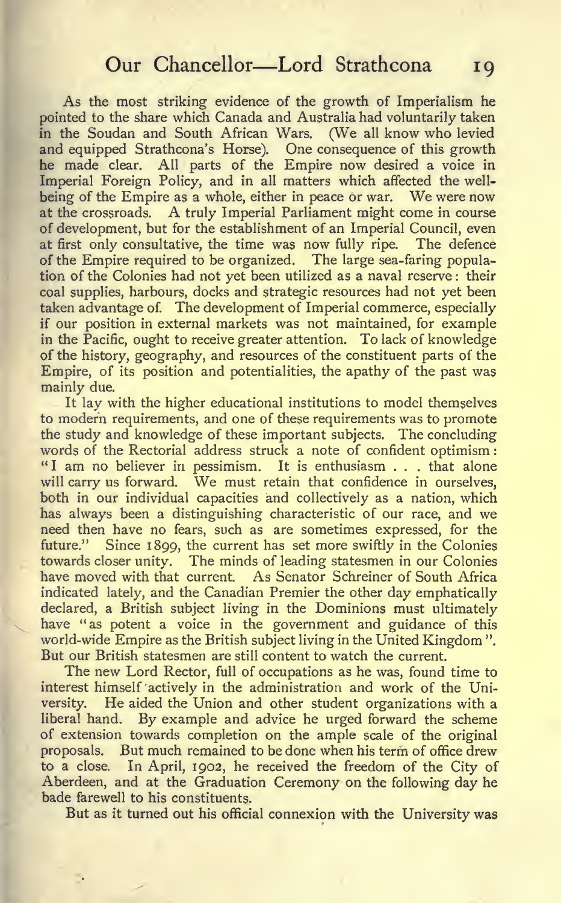As the most striking evidence of the growth of Imperialism he pointed to the share which Canada and Australia had voluntarily taken in the Soudan and South African Wars. (We all know who levied and equipped Strathcona's Horse). One consequence of this growth he made clear. All parts of the Empire now desired a voice in Imperial Foreign Policy, and in all matters which affected the well-being of the Empire as a whole, either in peace or war. We were now at the crossroads. A truly Imperial Parliament might come in course of development, but for the establishment of an Imperial Council, even at first only consultative, the time was now fully ripe. The defence of the Empire required to be organized. The large sea-faring population of the Colonies had not yet been utilized as a naval reserve: their coal supplies, harbours, docks and strategic resources had not yet been taken advantage of. The development of Imperial commerce, especially if our position in external markets was not maintained, for example in the Pacific, ought to receive greater attention. To lack of knowledge of the history, geography, and resources of the constituent parts of the Empire, of its position and potentialities, the apathy of the past was mainly due.

It lay with the higher educational institutions to model themselves to modern requirements, and one of these requirements was to promote the study and knowledge of these important subjects. The concluding words of the Rectorial address struck a note of confident optimism: "I am no believer in pessimism. It is enthusiasm . . . that alone will carry us forward. We must retain that confidence in ourselves, both in our individual capacities and collectively as a nation, which has always been a distinguishing characteristic of our race, and we need then have no fears, such as are sometimes expressed, for the future." Since 1899, the current has set more swiftly in the Colonies towards closer unity. The minds of leading statesmen in our Colonies have moved with that current. As Senator Schreiner of South Africa indicated lately, and the Canadian Premier the other day emphatically declared, a British subject living in the Dominions must ultimately have "as potent a voice in the government and guidance of this world-wide Empire as the British subject living in the United Kingdom". But our British statesmen are still content to watch the current.

The new Lord Rector, full of occupations as he was, found time to interest himself actively in the administration and work of the University. He aided the Union and other student organizations with a liberal hand. By example and advice he urged forward the scheme of extension towards completion on the ample scale of the original proposals. But much remained to be done when his term of office drew to a close. In April, 1902, he received the freedom of the City of Aberdeen, and at the Graduation Ceremony on the following day he bade farewell to his constituents.

But as it turned out his official connexion with the University was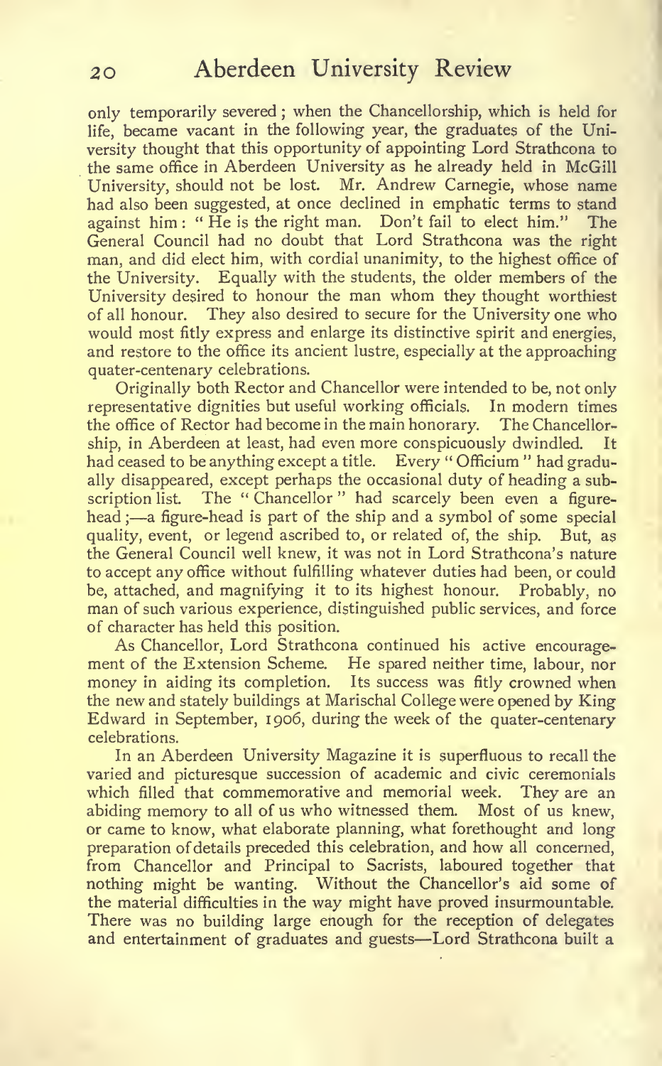only temporarily severed; when the Chancellorship, which is held for life, became vacant in the following year, the graduates of the University thought that this opportunity of appointing Lord Strathcona to the same office in Aberdeen University as he already held in McGill University, should not be lost. Mr. Andrew Carnegie, whose name had also been suggested, at once declined in emphatic terms to stand against him: "He is the right man. Don't fail to elect him." The General Council had no doubt that Lord Strathcona was the right man, and did elect him, with cordial unanimity, to the highest office of the University. Equally with the students, the older members of the University desired to honour the man whom they thought worthiest of all honour. They also desired to secure for the University one who would most fitly express and enlarge its distinctive spirit and energies, and restore to the office its ancient lustre, especially at the approaching quater-centenary celebrations.

Originally both Rector and Chancellor were intended to be, not only representative dignities but useful working officials. In modern times the office of Rector had become in the main honorary. The Chancellorship, in Aberdeen at least, had even more conspicuously dwindled. It had ceased to be anything except a title. Every "Officium" had gradually disappeared, except perhaps the occasional duty of heading a subscription list. The "Chancellor" had scarcely been even a figure-head;—a figure-head is part of the ship and a symbol of some special quality, event, or legend ascribed to, or related of, the ship. But, as the General Council well knew, it was not in Lord Strathcona's nature to accept any office without fulfilling whatever duties had been, or could be, attached, and magnifying it to its highest honour. Probably, no man of such various experience, distinguished public services, and force of character has held this position.

As Chancellor, Lord Strathcona continued his active encouragement of the Extension Scheme. He spared neither time, labour, nor money in aiding its completion. Its success was fitly crowned when the new and stately buildings at Marischal College were opened by King Edward in September, 1906, during the week of the quater-centenary celebrations.

In an Aberdeen University Magazine it is superfluous to recall the varied and picturesque succession of academic and civic ceremonials which filled that commemorative and memorial week. They are an abiding memory to all of us who witnessed them. Most of us knew, or came to know, what elaborate planning, what forethought and long preparation of details preceded this celebration, and how all concerned, from Chancellor and Principal to Sacrists, laboured together that nothing might be wanting. Without the Chancellor's aid some of the material difficulties in the way might have proved insurmountable. There was no building large enough for the reception of delegates and entertainment of graduates and guests—Lord Strathcona built a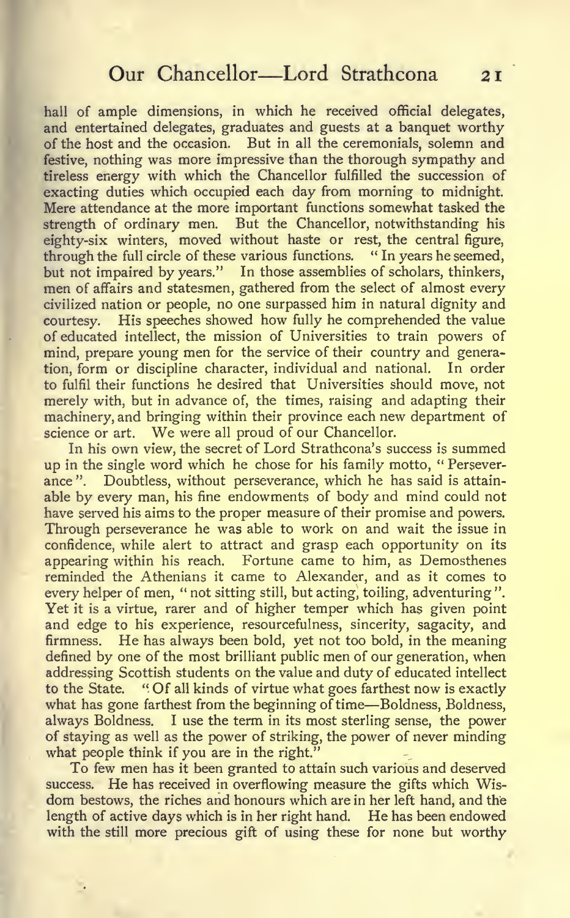hall of ample dimensions, in which he received official delegates, and entertained delegates, graduates and guests at a banquet worthy of the host and the occasion. But in all the ceremonials, solemn and festive, nothing was more impressive than the thorough sympathy and tireless energy with which the Chancellor fulfilled the succession of exacting duties which occupied each day from morning to midnight. Mere attendance at the more important functions somewhat tasked the strength of ordinary men. But the Chancellor, notwithstanding his eighty-six winters, moved without haste or rest, the central figure, through the full circle of these various functions. "In years he seemed, but not impaired by years." In those assemblies of scholars, thinkers, men of affairs and statesmen, gathered from the select of almost every civilized nation or people, no one surpassed him in natural dignity and courtesy. His speeches showed how fully he comprehended the value of educated intellect, the mission of Universities to train powers of mind, prepare young men for the service of their country and generation, form or discipline character, individual and national. In order to fulfil their functions he desired that Universities should move, not merely with, but in advance of, the times, raising and adapting their machinery, and bringing within their province each new department of science or art. We were all proud of our Chancellor.

In his own view, the secret of Lord Strathcona's success is summed up in the single word which he chose for his family motto, "Perseverance". Doubtless, without perseverance, which he has said is attainable by every man, his fine endowments of body and mind could not have served his aims to the proper measure of their promise and powers. Through perseverance he was able to work on and wait the issue in confidence, while alert to attract and grasp each opportunity on its appearing within his reach. Fortune came to him, as Demosthenes reminded the Athenians it came to Alexander, and as it comes to every helper of men, "not sitting still, but acting, toiling, adventuring". Yet it is a virtue, rarer and of higher temper which has given point and edge to his experience, resourcefulness, sincerity, sagacity, and firmness. He has always been bold, yet not too bold, in the meaning defined by one of the most brilliant public men of our generation, when addressing Scottish students on the value and duty of educated intellect to the State. "Of all kinds of virtue what goes farthest now is exactly what has gone farthest from the beginning of time—Boldness, Boldness, always Boldness. I use the term in its most sterling sense, the power of staying as well as the power of striking, the power of never minding what people think if you are in the right."

To few men has it been granted to attain such various and deserved success. He has received in overflowing measure the gifts which Wisdom bestows, the riches and honours which are in her left hand, and the length of active days which is in her right hand. He has been endowed with the still more precious gift of using these for none but worthy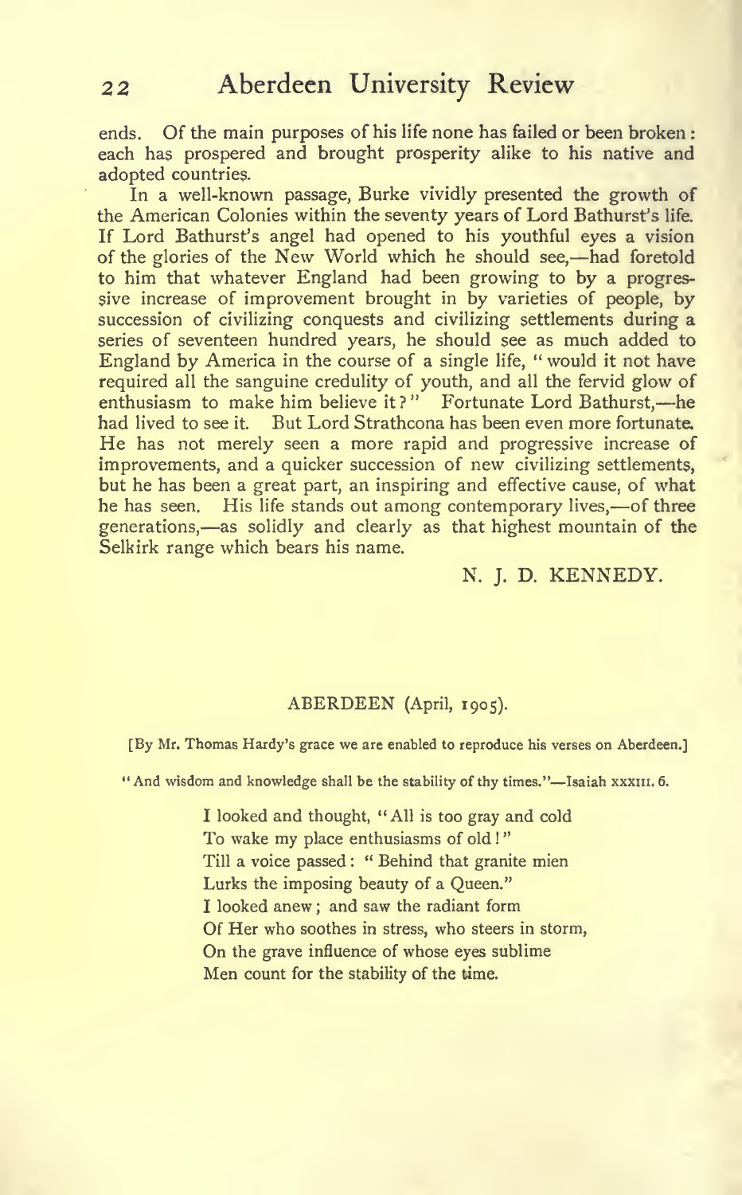ends. Of the main purposes of his life none has failed or been broken: each has prospered and brought prosperity alike to his native and adopted countries.

In a well-known passage, Burke vividly presented the growth of the American Colonies within the seventy years of Lord Bathurst's life. If Lord Bathurst's angel had opened to his youthful eyes a vision of the glories of the New World which he should see,—had foretold to him that whatever England had been growing to by a progressive increase of improvement brought in by varieties of people, by succession of civilizing conquests and civilizing settlements during a series of seventeen hundred years, he should see as much added to England by America in the course of a single life, "would it not have required all the sanguine credulity of youth, and all the fervid glow of enthusiasm to make him believe it?" Fortunate Lord Bathurst,—he had lived to see it. But Lord Strathcona has been even more fortunate. He has not merely seen a more rapid and progressive increase of improvements, and a quicker succession of new civilizing settlements, but he has been a great part, an inspiring and effective cause, of what he has seen. His life stands out among contemporary lives,—of three generations,—as solidly and clearly as that highest mountain of the Selkirk range which bears his name.

N. J. D. KENNEDY.

## ABERDEEN (April, 1905).

[By Mr. Thomas Hardy's grace we are enabled to reproduce his verses on Aberdeen.]

"And wisdom and knowledge shall be the stability of thy times."—Isaiah xxxiii. 6.

I looked and thought, "All is too gray and cold  
To wake my place enthusiasms of old!"  
Till a voice passed: "Behind that granite mien  
Lurks the imposing beauty of a Queen."  
I looked anew; and saw the radiant form  
Of Her who soothes in stress, who steers in storm,  
On the grave influence of whose eyes sublime  
Men count for the stability of the time.